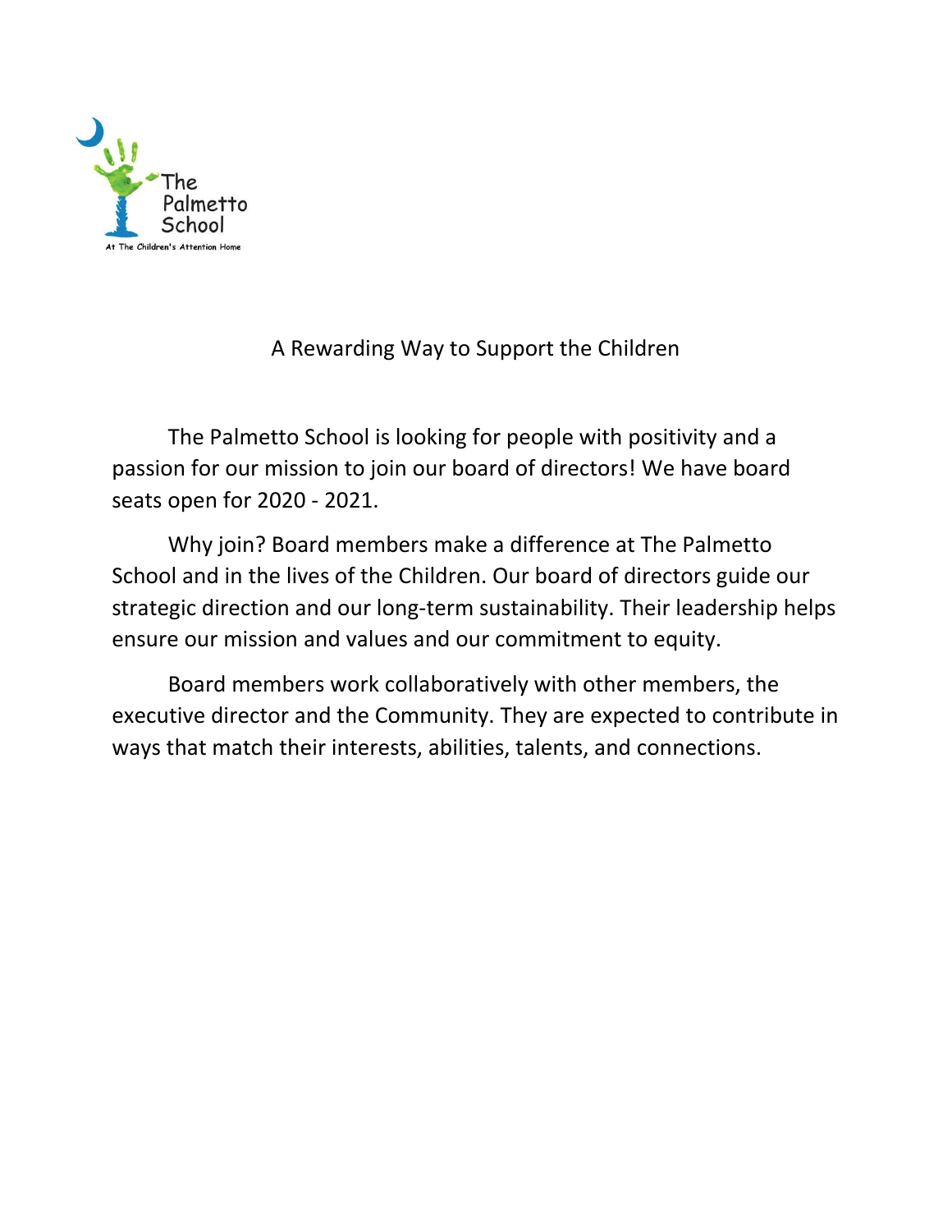The Palmetto School

At The Children's Attention Home

A Rewarding Way to Support the Children

The Palmetto School is looking for people with positivity and a passion for our mission to join our board of directors! We have board seats open for 2020 - 2021.

Why join? Board members make a difference at The Palmetto School and in the lives of the Children. Our board of directors guide our strategic direction and our long-term sustainability. Their leadership helps ensure our mission and values and our commitment to equity.

Board members work collaboratively with other members, the executive director and the Community. They are expected to contribute in ways that match their interests, abilities, talents, and connections.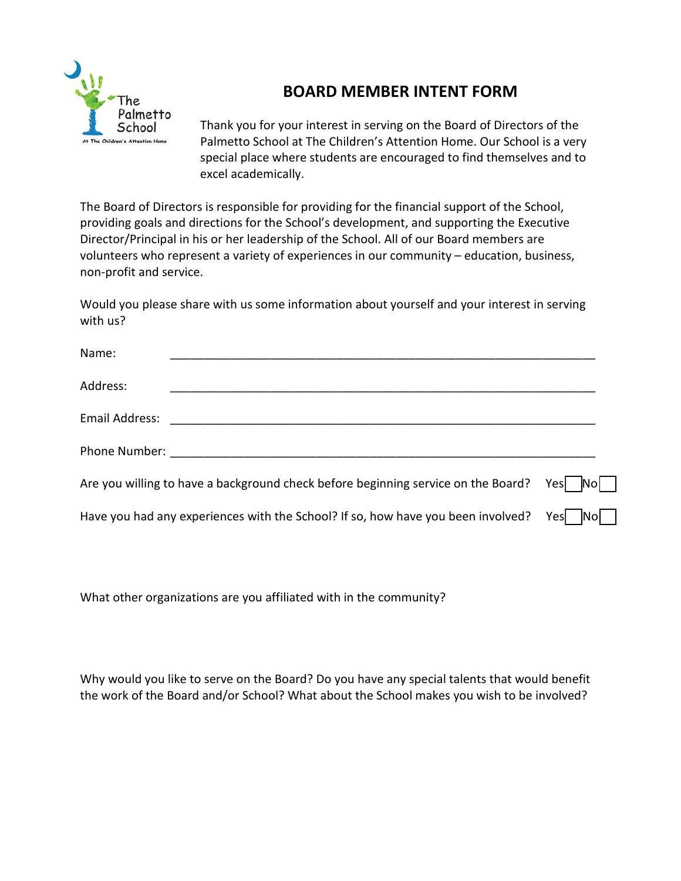The Palmetto School
At The Children's Attention Home

# BOARD MEMBER INTENT FORM

Thank you for your interest in serving on the Board of Directors of the Palmetto School at The Children's Attention Home. Our School is a very special place where students are encouraged to find themselves and to excel academically.

The Board of Directors is responsible for providing for the financial support of the School, providing goals and directions for the School's development, and supporting the Executive Director/Principal in his or her leadership of the School. All of our Board members are volunteers who represent a variety of experiences in our community – education, business, non-profit and service.

Would you please share with us some information about yourself and your interest in serving with us?

Name: ___________________________________________________________________

Address: ___________________________________________________________________

Email Address: ___________________________________________________________________

Phone Number: ___________________________________________________________________

Are you willing to have a background check before beginning service on the Board? Yes ☐ No ☐

Have you had any experiences with the School? If so, how have you been involved? Yes ☐ No ☐

What other organizations are you affiliated with in the community?

Why would you like to serve on the Board? Do you have any special talents that would benefit the work of the Board and/or School? What about the School makes you wish to be involved?